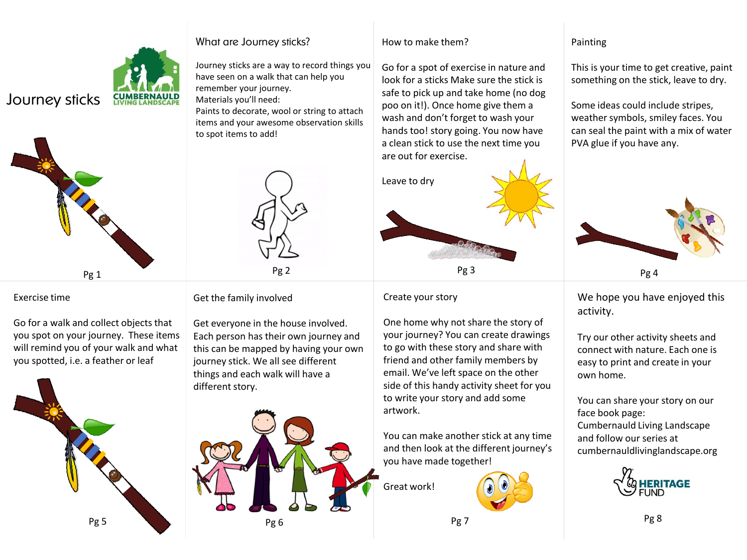# Journey sticks

CUMBERNAULD LIVING LANDSCAPE

## What are Journey sticks?

Journey sticks are a way to record things you have seen on a walk that can help you remember your journey.

Materials you'll need:

Paints to decorate, wool or string to attach items and your awesome observation skills to spot items to add!

## How to make them?

Go for a spot of exercise in nature and look for a sticks Make sure the stick is safe to pick up and take home (no dog poo on it!). Once home give them a wash and don't forget to wash your hands too! story going. You now have a clean stick to use the next time you are out for exercise.

Leave to dry

## Painting

This is your time to get creative, paint something on the stick, leave to dry.

Some ideas could include stripes, weather symbols, smiley faces. You can seal the paint with a mix of water PVA glue if you have any.

## Exercise time

Go for a walk and collect objects that you spot on your journey. These items will remind you of your walk and what you spotted, i.e. a feather or leaf

## Get the family involved

Get everyone in the house involved. Each person has their own journey and this can be mapped by having your own journey stick. We all see different things and each walk will have a different story.

## Create your story

One home why not share the story of your journey? You can create drawings to go with these story and share with friend and other family members by email. We've left space on the other side of this handy activity sheet for you to write your story and add some artwork.

You can make another stick at any time and then look at the different journey's you have made together!

Great work!

## We hope you have enjoyed this activity.

Try our other activity sheets and connect with nature. Each one is easy to print and create in your own home.

You can share your story on our face book page: Cumbernauld Living Landscape and follow our series at cumbernauldlivinglandscape.org

HERITAGE FUND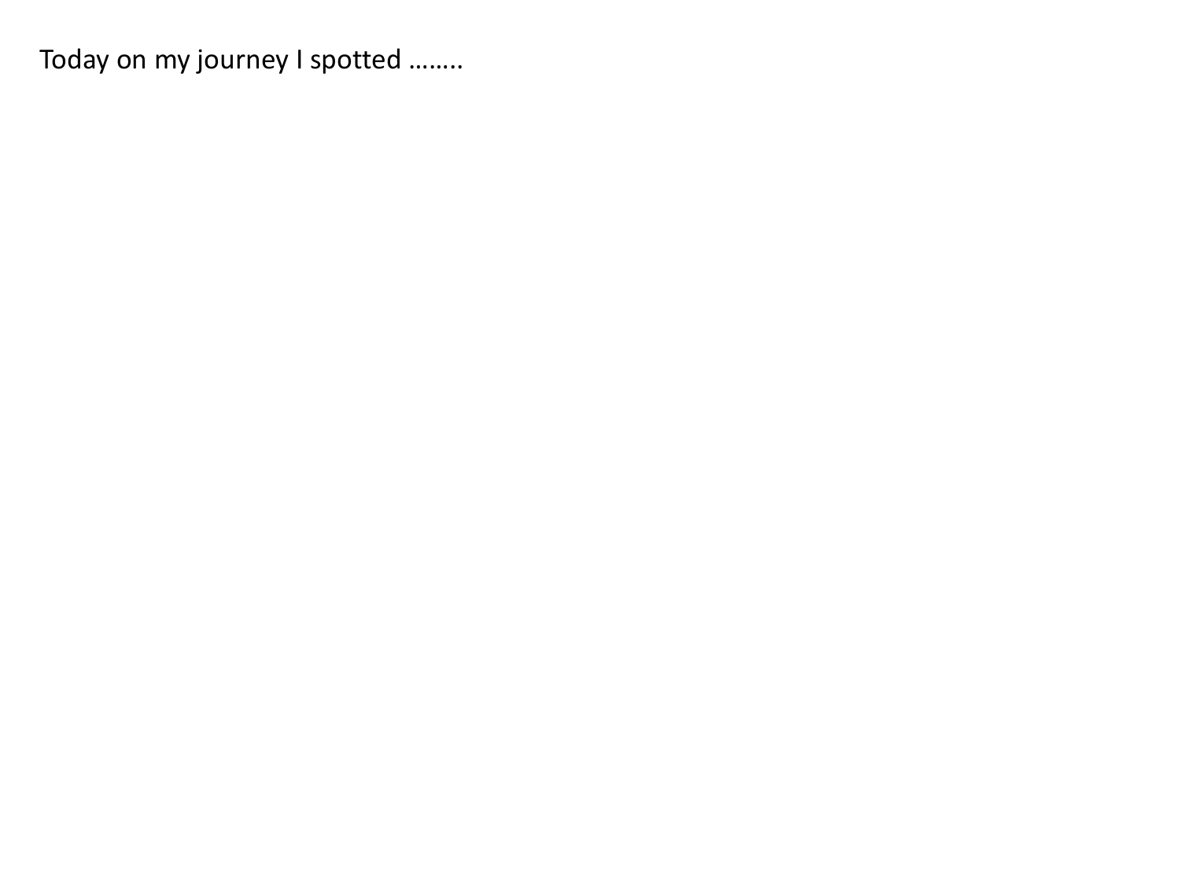Today on my journey I spotted ……..